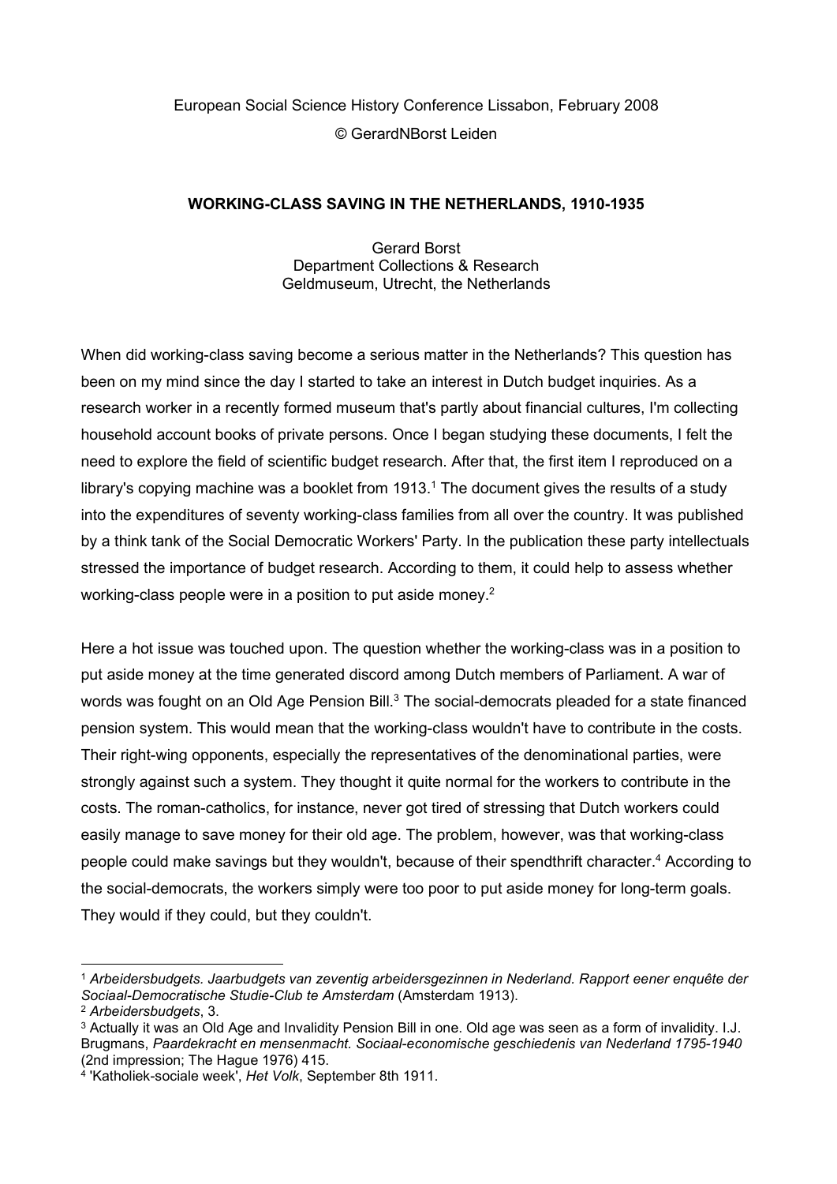European Social Science History Conference Lissabon, February 2008

© GerardNBorst Leiden

# WORKING-CLASS SAVING IN THE NETHERLANDS, 1910-1935

Gerard Borst
Department Collections & Research
Geldmuseum, Utrecht, the Netherlands

When did working-class saving become a serious matter in the Netherlands? This question has been on my mind since the day I started to take an interest in Dutch budget inquiries. As a research worker in a recently formed museum that's partly about financial cultures, I'm collecting household account books of private persons. Once I began studying these documents, I felt the need to explore the field of scientific budget research. After that, the first item I reproduced on a library's copying machine was a booklet from 1913.[1] The document gives the results of a study into the expenditures of seventy working-class families from all over the country. It was published by a think tank of the Social Democratic Workers' Party. In the publication these party intellectuals stressed the importance of budget research. According to them, it could help to assess whether working-class people were in a position to put aside money.[2]

Here a hot issue was touched upon. The question whether the working-class was in a position to put aside money at the time generated discord among Dutch members of Parliament. A war of words was fought on an Old Age Pension Bill.[3] The social-democrats pleaded for a state financed pension system. This would mean that the working-class wouldn't have to contribute in the costs. Their right-wing opponents, especially the representatives of the denominational parties, were strongly against such a system. They thought it quite normal for the workers to contribute in the costs. The roman-catholics, for instance, never got tired of stressing that Dutch workers could easily manage to save money for their old age. The problem, however, was that working-class people could make savings but they wouldn't, because of their spendthrift character.[4] According to the social-democrats, the workers simply were too poor to put aside money for long-term goals. They would if they could, but they couldn't.

---

[1] *Arbeidersbudgets. Jaarbudgets van zeventig arbeidersgezinnen in Nederland. Rapport eener enquête der Sociaal-Democratische Studie-Club te Amsterdam* (Amsterdam 1913).

[2] *Arbeidersbudgets*, 3.

[3] Actually it was an Old Age and Invalidity Pension Bill in one. Old age was seen as a form of invalidity. I.J. Brugmans, *Paardekracht en mensenmacht. Sociaal-economische geschiedenis van Nederland 1795-1940* (2nd impression; The Hague 1976) 415.

[4] 'Katholiek-sociale week', *Het Volk*, September 8th 1911.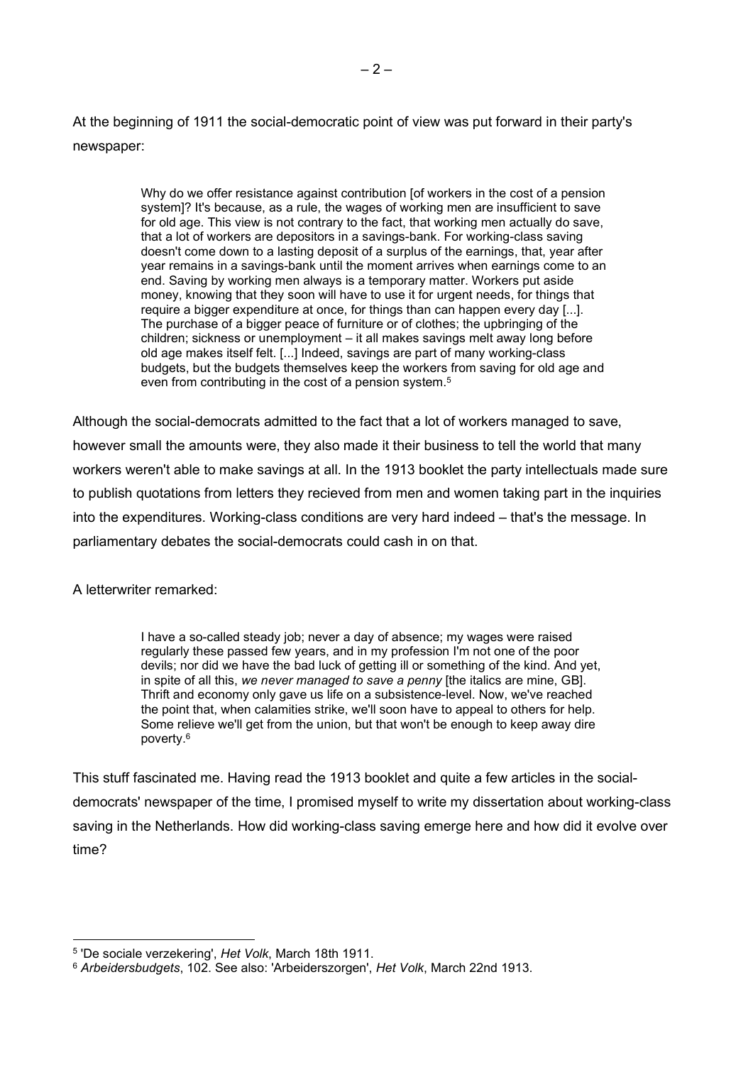At the beginning of 1911 the social-democratic point of view was put forward in their party's newspaper:

> Why do we offer resistance against contribution [of workers in the cost of a pension system]? It's because, as a rule, the wages of working men are insufficient to save for old age. This view is not contrary to the fact, that working men actually do save, that a lot of workers are depositors in a savings-bank. For working-class saving doesn't come down to a lasting deposit of a surplus of the earnings, that, year after year remains in a savings-bank until the moment arrives when earnings come to an end. Saving by working men always is a temporary matter. Workers put aside money, knowing that they soon will have to use it for urgent needs, for things that require a bigger expenditure at once, for things than can happen every day [...]. The purchase of a bigger peace of furniture or of clothes; the upbringing of the children; sickness or unemployment – it all makes savings melt away long before old age makes itself felt. [...] Indeed, savings are part of many working-class budgets, but the budgets themselves keep the workers from saving for old age and even from contributing in the cost of a pension system.[5]

Although the social-democrats admitted to the fact that a lot of workers managed to save, however small the amounts were, they also made it their business to tell the world that many workers weren't able to make savings at all. In the 1913 booklet the party intellectuals made sure to publish quotations from letters they recieved from men and women taking part in the inquiries into the expenditures. Working-class conditions are very hard indeed – that's the message. In parliamentary debates the social-democrats could cash in on that.

A letterwriter remarked:

> I have a so-called steady job; never a day of absence; my wages were raised regularly these passed few years, and in my profession I'm not one of the poor devils; nor did we have the bad luck of getting ill or something of the kind. And yet, in spite of all this, *we never managed to save a penny* [the italics are mine, GB]. Thrift and economy only gave us life on a subsistence-level. Now, we've reached the point that, when calamities strike, we'll soon have to appeal to others for help. Some relieve we'll get from the union, but that won't be enough to keep away dire poverty.[6]

This stuff fascinated me. Having read the 1913 booklet and quite a few articles in the social-democrats' newspaper of the time, I promised myself to write my dissertation about working-class saving in the Netherlands. How did working-class saving emerge here and how did it evolve over time?

---

[5] 'De sociale verzekering', *Het Volk*, March 18th 1911.

[6] *Arbeidersbudgets*, 102. See also: 'Arbeiderszorgen', *Het Volk*, March 22nd 1913.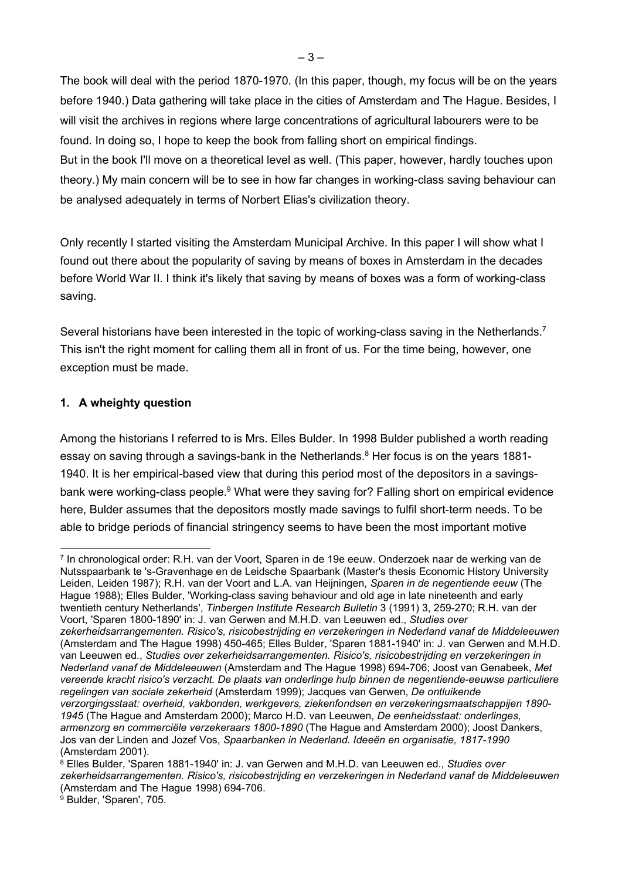The book will deal with the period 1870-1970. (In this paper, though, my focus will be on the years before 1940.) Data gathering will take place in the cities of Amsterdam and The Hague. Besides, I will visit the archives in regions where large concentrations of agricultural labourers were to be found. In doing so, I hope to keep the book from falling short on empirical findings.
But in the book I'll move on a theoretical level as well. (This paper, however, hardly touches upon theory.) My main concern will be to see in how far changes in working-class saving behaviour can be analysed adequately in terms of Norbert Elias's civilization theory.

Only recently I started visiting the Amsterdam Municipal Archive. In this paper I will show what I found out there about the popularity of saving by means of boxes in Amsterdam in the decades before World War II. I think it's likely that saving by means of boxes was a form of working-class saving.

Several historians have been interested in the topic of working-class saving in the Netherlands.[7] This isn't the right moment for calling them all in front of us. For the time being, however, one exception must be made.

## 1. A wheighty question

Among the historians I referred to is Mrs. Elles Bulder. In 1998 Bulder published a worth reading essay on saving through a savings-bank in the Netherlands.[8] Her focus is on the years 1881-1940. It is her empirical-based view that during this period most of the depositors in a savings-bank were working-class people.[9] What were they saving for? Falling short on empirical evidence here, Bulder assumes that the depositors mostly made savings to fulfil short-term needs. To be able to bridge periods of financial stringency seems to have been the most important motive

---

[7] In chronological order: R.H. van der Voort, Sparen in de 19e eeuw. Onderzoek naar de werking van de Nutsspaarbank te 's-Gravenhage en de Leidsche Spaarbank (Master's thesis Economic History University Leiden, Leiden 1987); R.H. van der Voort and L.A. van Heijningen, *Sparen in de negentiende eeuw* (The Hague 1988); Elles Bulder, 'Working-class saving behaviour and old age in late nineteenth and early twentieth century Netherlands', *Tinbergen Institute Research Bulletin* 3 (1991) 3, 259-270; R.H. van der Voort, 'Sparen 1800-1890' in: J. van Gerwen and M.H.D. van Leeuwen ed., *Studies over zekerheidsarrangementen. Risico's, risicobestrijding en verzekeringen in Nederland vanaf de Middeleeuwen* (Amsterdam and The Hague 1998) 450-465; Elles Bulder, 'Sparen 1881-1940' in: J. van Gerwen and M.H.D. van Leeuwen ed., *Studies over zekerheidsarrangementen. Risico's, risicobestrijding en verzekeringen in Nederland vanaf de Middeleeuwen* (Amsterdam and The Hague 1998) 694-706; Joost van Genabeek, *Met vereende kracht risico's verzacht. De plaats van onderlinge hulp binnen de negentiende-eeuwse particuliere regelingen van sociale zekerheid* (Amsterdam 1999); Jacques van Gerwen, *De ontluikende verzorgingsstaat: overheid, vakbonden, werkgevers, ziekenfondsen en verzekeringsmaatschappijen 1890-1945* (The Hague and Amsterdam 2000); Marco H.D. van Leeuwen, *De eenheidsstaat: onderlinges, armenzorg en commerciële verzekeraars 1800-1890* (The Hague and Amsterdam 2000); Joost Dankers, Jos van der Linden and Jozef Vos, *Spaarbanken in Nederland. Ideeën en organisatie, 1817-1990* (Amsterdam 2001).

[8] Elles Bulder, 'Sparen 1881-1940' in: J. van Gerwen and M.H.D. van Leeuwen ed., *Studies over zekerheidsarrangementen. Risico's, risicobestrijding en verzekeringen in Nederland vanaf de Middeleeuwen* (Amsterdam and The Hague 1998) 694-706.

[9] Bulder, 'Sparen', 705.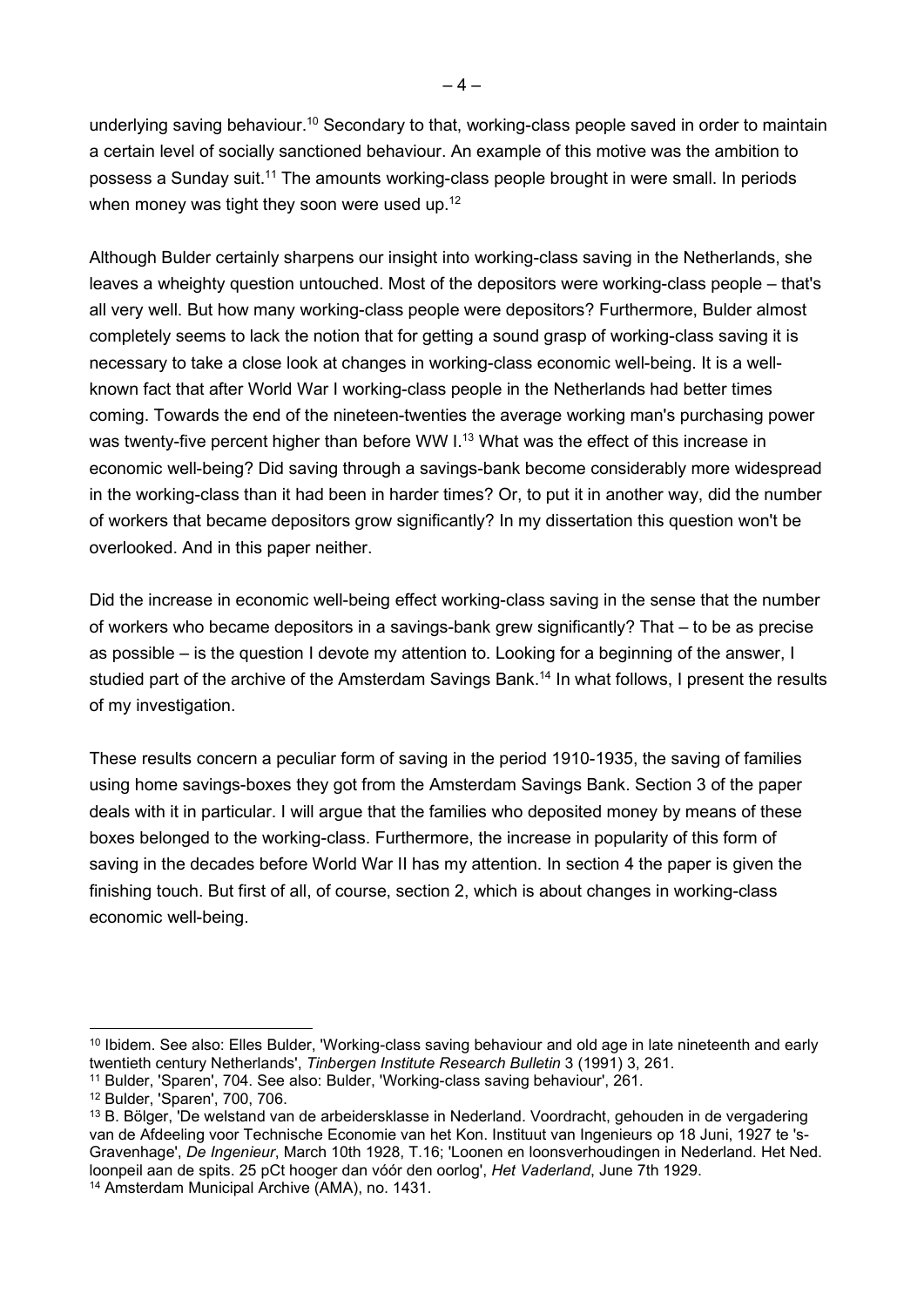underlying saving behaviour.[10] Secondary to that, working-class people saved in order to maintain a certain level of socially sanctioned behaviour. An example of this motive was the ambition to possess a Sunday suit.[11] The amounts working-class people brought in were small. In periods when money was tight they soon were used up.[12]

Although Bulder certainly sharpens our insight into working-class saving in the Netherlands, she leaves a wheighty question untouched. Most of the depositors were working-class people – that's all very well. But how many working-class people were depositors? Furthermore, Bulder almost completely seems to lack the notion that for getting a sound grasp of working-class saving it is necessary to take a close look at changes in working-class economic well-being. It is a well-known fact that after World War I working-class people in the Netherlands had better times coming. Towards the end of the nineteen-twenties the average working man's purchasing power was twenty-five percent higher than before WW I.[13] What was the effect of this increase in economic well-being? Did saving through a savings-bank become considerably more widespread in the working-class than it had been in harder times? Or, to put it in another way, did the number of workers that became depositors grow significantly? In my dissertation this question won't be overlooked. And in this paper neither.

Did the increase in economic well-being effect working-class saving in the sense that the number of workers who became depositors in a savings-bank grew significantly? That – to be as precise as possible – is the question I devote my attention to. Looking for a beginning of the answer, I studied part of the archive of the Amsterdam Savings Bank.[14] In what follows, I present the results of my investigation.

These results concern a peculiar form of saving in the period 1910-1935, the saving of families using home savings-boxes they got from the Amsterdam Savings Bank. Section 3 of the paper deals with it in particular. I will argue that the families who deposited money by means of these boxes belonged to the working-class. Furthermore, the increase in popularity of this form of saving in the decades before World War II has my attention. In section 4 the paper is given the finishing touch. But first of all, of course, section 2, which is about changes in working-class economic well-being.

---

[10] Ibidem. See also: Elles Bulder, 'Working-class saving behaviour and old age in late nineteenth and early twentieth century Netherlands', *Tinbergen Institute Research Bulletin* 3 (1991) 3, 261.

[11] Bulder, 'Sparen', 704. See also: Bulder, 'Working-class saving behaviour', 261.

[12] Bulder, 'Sparen', 700, 706.

[13] B. Bölger, 'De welstand van de arbeidersklasse in Nederland. Voordracht, gehouden in de vergadering van de Afdeeling voor Technische Economie van het Kon. Instituut van Ingenieurs op 18 Juni, 1927 te 's-Gravenhage', *De Ingenieur*, March 10th 1928, T.16; 'Loonen en loonsverhoudingen in Nederland. Het Ned. loonpeil aan de spits. 25 pCt hooger dan vóór den oorlog', *Het Vaderland*, June 7th 1929.

[14] Amsterdam Municipal Archive (AMA), no. 1431.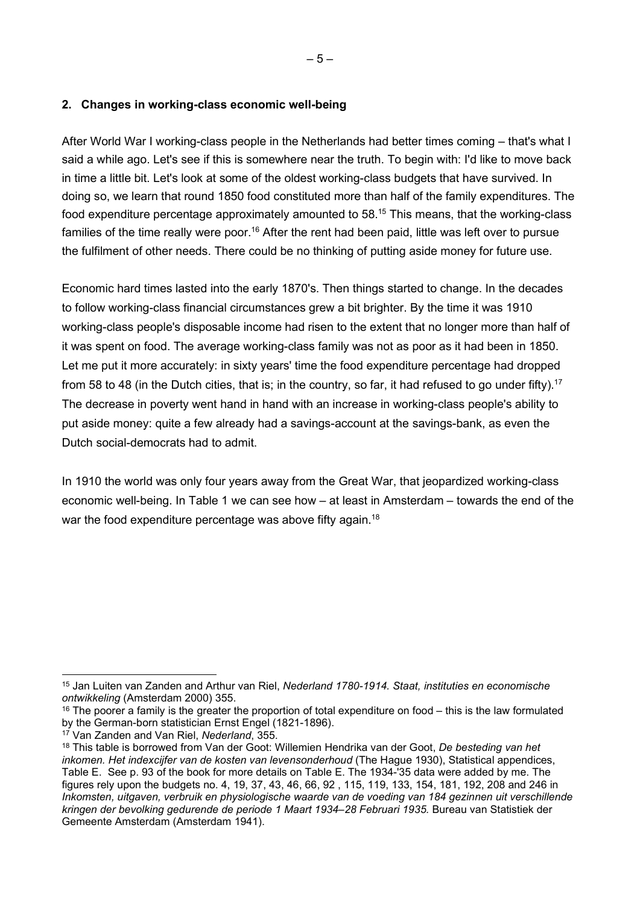## 2. Changes in working-class economic well-being

After World War I working-class people in the Netherlands had better times coming – that's what I said a while ago. Let's see if this is somewhere near the truth. To begin with: I'd like to move back in time a little bit. Let's look at some of the oldest working-class budgets that have survived. In doing so, we learn that round 1850 food constituted more than half of the family expenditures. The food expenditure percentage approximately amounted to 58.[15] This means, that the working-class families of the time really were poor.[16] After the rent had been paid, little was left over to pursue the fulfilment of other needs. There could be no thinking of putting aside money for future use.

Economic hard times lasted into the early 1870's. Then things started to change. In the decades to follow working-class financial circumstances grew a bit brighter. By the time it was 1910 working-class people's disposable income had risen to the extent that no longer more than half of it was spent on food. The average working-class family was not as poor as it had been in 1850. Let me put it more accurately: in sixty years' time the food expenditure percentage had dropped from 58 to 48 (in the Dutch cities, that is; in the country, so far, it had refused to go under fifty).[17] The decrease in poverty went hand in hand with an increase in working-class people's ability to put aside money: quite a few already had a savings-account at the savings-bank, as even the Dutch social-democrats had to admit.

In 1910 the world was only four years away from the Great War, that jeopardized working-class economic well-being. In Table 1 we can see how – at least in Amsterdam – towards the end of the war the food expenditure percentage was above fifty again.[18]

---

[15] Jan Luiten van Zanden and Arthur van Riel, *Nederland 1780-1914. Staat, instituties en economische ontwikkeling* (Amsterdam 2000) 355.

[16] The poorer a family is the greater the proportion of total expenditure on food – this is the law formulated by the German-born statistician Ernst Engel (1821-1896).

[17] Van Zanden and Van Riel, *Nederland*, 355.

[18] This table is borrowed from Van der Goot: Willemien Hendrika van der Goot, *De besteding van het inkomen. Het indexcijfer van de kosten van levensonderhoud* (The Hague 1930), Statistical appendices, Table E. See p. 93 of the book for more details on Table E. The 1934-'35 data were added by me. The figures rely upon the budgets no. 4, 19, 37, 43, 46, 66, 92 , 115, 119, 133, 154, 181, 192, 208 and 246 in *Inkomsten, uitgaven, verbruik en physiologische waarde van de voeding van 184 gezinnen uit verschillende kringen der bevolking gedurende de periode 1 Maart 1934–28 Februari 1935.* Bureau van Statistiek der Gemeente Amsterdam (Amsterdam 1941).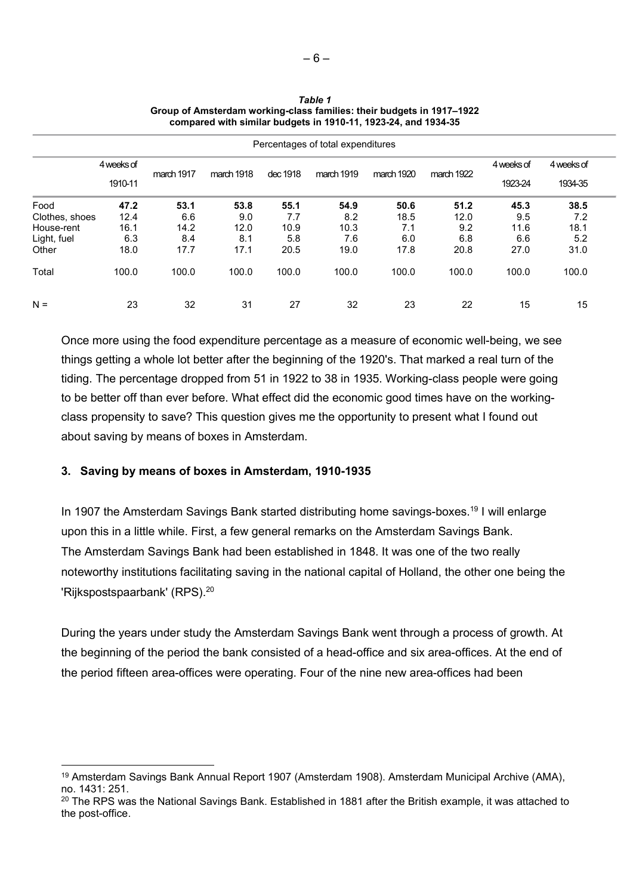**Table 1**
**Group of Amsterdam working-class families: their budgets in 1917–1922 compared with similar budgets in 1910-11, 1923-24, and 1934-35**

| | Percentages of total expenditures | | | | | | | | |
|---|---|---|---|---|---|---|---|---|---|
| | 4 weeks of 1910-11 | march 1917 | march 1918 | dec 1918 | march 1919 | march 1920 | march 1922 | 4 weeks of 1923-24 | 4 weeks of 1934-35 |
| Food | **47.2** | **53.1** | **53.8** | **55.1** | **54.9** | **50.6** | **51.2** | **45.3** | **38.5** |
| Clothes, shoes | 12.4 | 6.6 | 9.0 | 7.7 | 8.2 | 18.5 | 12.0 | 9.5 | 7.2 |
| House-rent | 16.1 | 14.2 | 12.0 | 10.9 | 10.3 | 7.1 | 9.2 | 11.6 | 18.1 |
| Light, fuel | 6.3 | 8.4 | 8.1 | 5.8 | 7.6 | 6.0 | 6.8 | 6.6 | 5.2 |
| Other | 18.0 | 17.7 | 17.1 | 20.5 | 19.0 | 17.8 | 20.8 | 27.0 | 31.0 |
| Total | 100.0 | 100.0 | 100.0 | 100.0 | 100.0 | 100.0 | 100.0 | 100.0 | 100.0 |
| N = | 23 | 32 | 31 | 27 | 32 | 23 | 22 | 15 | 15 |

Once more using the food expenditure percentage as a measure of economic well-being, we see things getting a whole lot better after the beginning of the 1920's. That marked a real turn of the tiding. The percentage dropped from 51 in 1922 to 38 in 1935. Working-class people were going to be better off than ever before. What effect did the economic good times have on the working-class propensity to save? This question gives me the opportunity to present what I found out about saving by means of boxes in Amsterdam.

### 3. Saving by means of boxes in Amsterdam, 1910-1935

In 1907 the Amsterdam Savings Bank started distributing home savings-boxes.[19] I will enlarge upon this in a little while. First, a few general remarks on the Amsterdam Savings Bank.
The Amsterdam Savings Bank had been established in 1848. It was one of the two really noteworthy institutions facilitating saving in the national capital of Holland, the other one being the 'Rijkspostspaarbank' (RPS).[20]

During the years under study the Amsterdam Savings Bank went through a process of growth. At the beginning of the period the bank consisted of a head-office and six area-offices. At the end of the period fifteen area-offices were operating. Four of the nine new area-offices had been

---

[19] Amsterdam Savings Bank Annual Report 1907 (Amsterdam 1908). Amsterdam Municipal Archive (AMA), no. 1431: 251.

[20] The RPS was the National Savings Bank. Established in 1881 after the British example, it was attached to the post-office.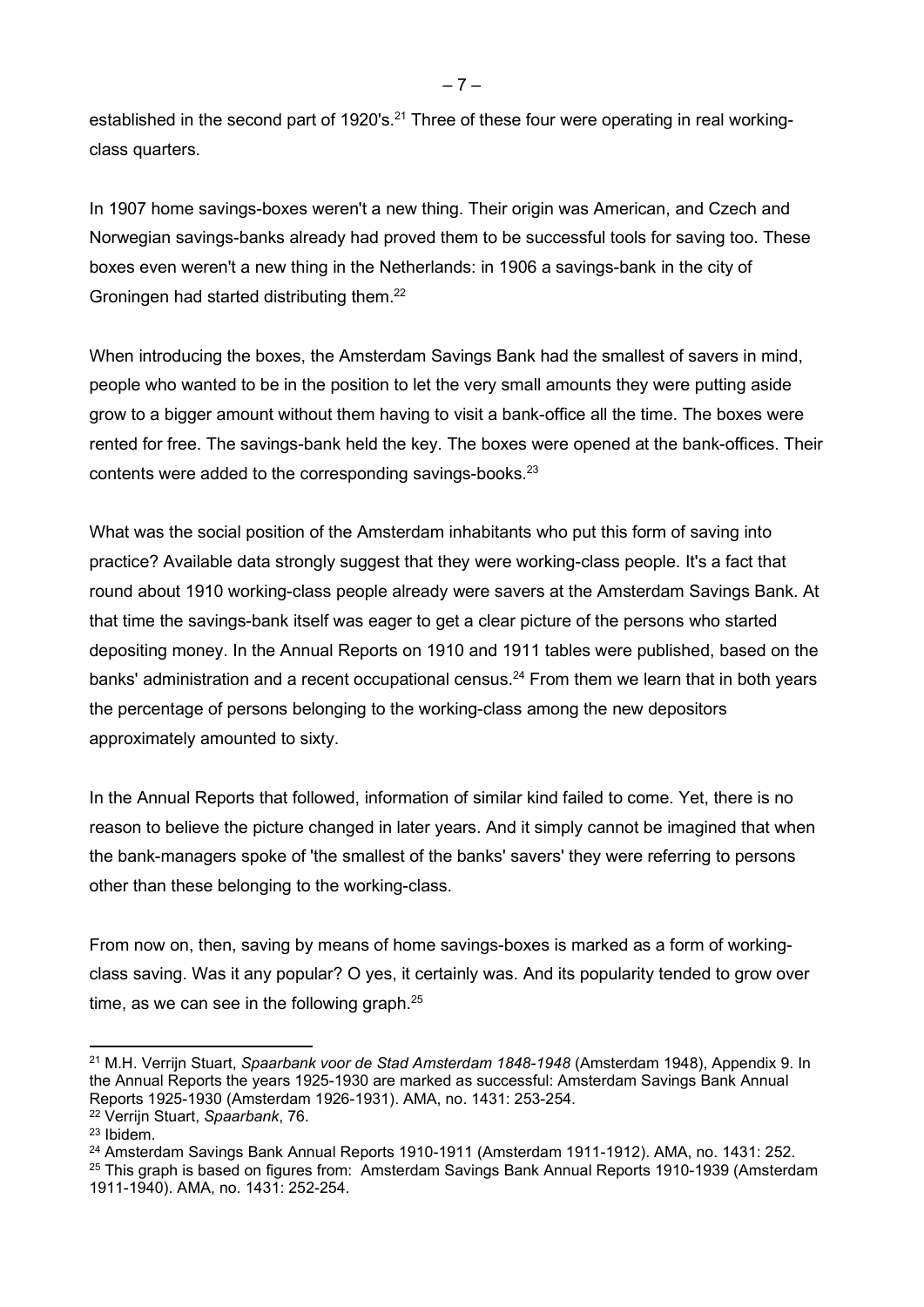established in the second part of 1920's.[21] Three of these four were operating in real working-class quarters.

In 1907 home savings-boxes weren't a new thing. Their origin was American, and Czech and Norwegian savings-banks already had proved them to be successful tools for saving too. These boxes even weren't a new thing in the Netherlands: in 1906 a savings-bank in the city of Groningen had started distributing them.[22]

When introducing the boxes, the Amsterdam Savings Bank had the smallest of savers in mind, people who wanted to be in the position to let the very small amounts they were putting aside grow to a bigger amount without them having to visit a bank-office all the time. The boxes were rented for free. The savings-bank held the key. The boxes were opened at the bank-offices. Their contents were added to the corresponding savings-books.[23]

What was the social position of the Amsterdam inhabitants who put this form of saving into practice? Available data strongly suggest that they were working-class people. It's a fact that round about 1910 working-class people already were savers at the Amsterdam Savings Bank. At that time the savings-bank itself was eager to get a clear picture of the persons who started depositing money. In the Annual Reports on 1910 and 1911 tables were published, based on the banks' administration and a recent occupational census.[24] From them we learn that in both years the percentage of persons belonging to the working-class among the new depositors approximately amounted to sixty.

In the Annual Reports that followed, information of similar kind failed to come. Yet, there is no reason to believe the picture changed in later years. And it simply cannot be imagined that when the bank-managers spoke of 'the smallest of the banks' savers' they were referring to persons other than these belonging to the working-class.

From now on, then, saving by means of home savings-boxes is marked as a form of working-class saving. Was it any popular? O yes, it certainly was. And its popularity tended to grow over time, as we can see in the following graph.[25]

---

[21] M.H. Verrijn Stuart, *Spaarbank voor de Stad Amsterdam 1848-1948* (Amsterdam 1948), Appendix 9. In the Annual Reports the years 1925-1930 are marked as successful: Amsterdam Savings Bank Annual Reports 1925-1930 (Amsterdam 1926-1931). AMA, no. 1431: 253-254.

[22] Verrijn Stuart, *Spaarbank*, 76.

[23] Ibidem.

[24] Amsterdam Savings Bank Annual Reports 1910-1911 (Amsterdam 1911-1912). AMA, no. 1431: 252.

[25] This graph is based on figures from: Amsterdam Savings Bank Annual Reports 1910-1939 (Amsterdam 1911-1940). AMA, no. 1431: 252-254.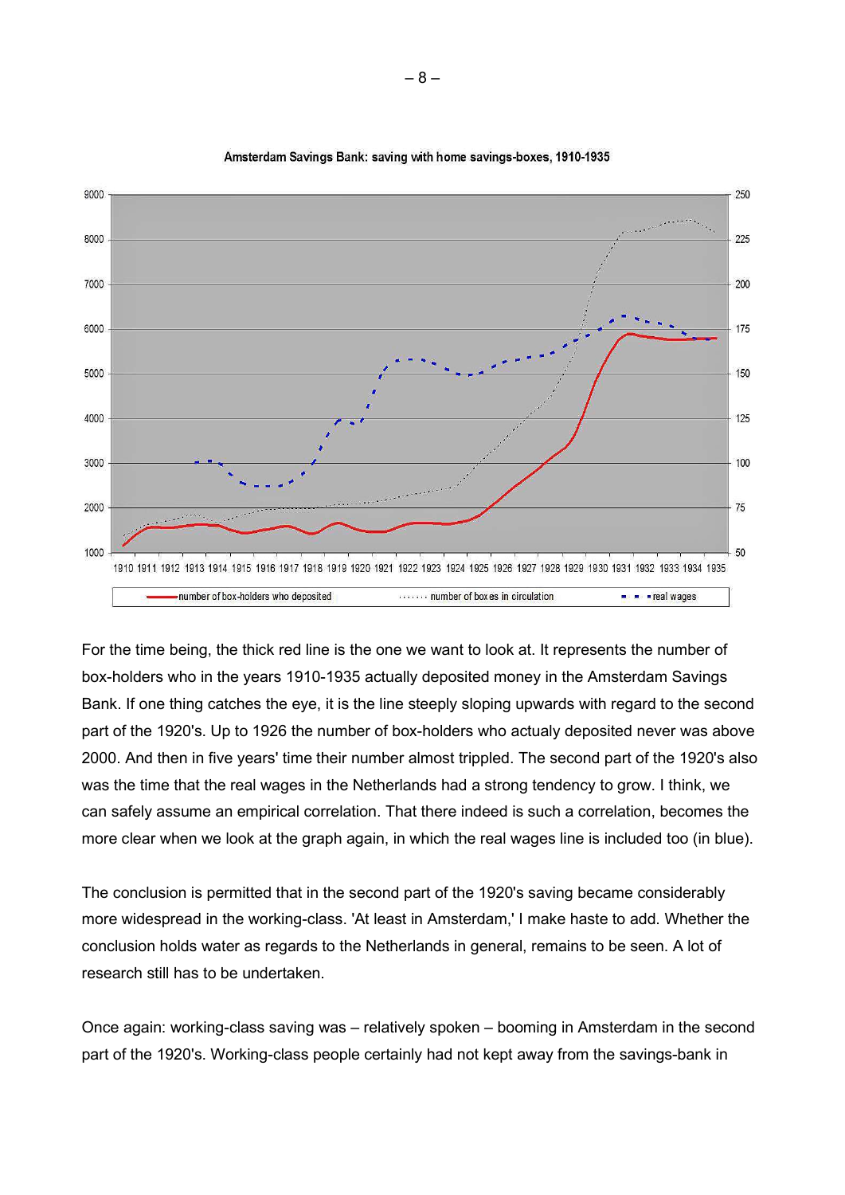Amsterdam Savings Bank: saving with home savings-boxes, 1910-1935

For the time being, the thick red line is the one we want to look at. It represents the number of box-holders who in the years 1910-1935 actually deposited money in the Amsterdam Savings Bank. If one thing catches the eye, it is the line steeply sloping upwards with regard to the second part of the 1920's. Up to 1926 the number of box-holders who actualy deposited never was above 2000. And then in five years' time their number almost trippled. The second part of the 1920's also was the time that the real wages in the Netherlands had a strong tendency to grow. I think, we can safely assume an empirical correlation. That there indeed is such a correlation, becomes the more clear when we look at the graph again, in which the real wages line is included too (in blue).

The conclusion is permitted that in the second part of the 1920's saving became considerably more widespread in the working-class. 'At least in Amsterdam,' I make haste to add. Whether the conclusion holds water as regards to the Netherlands in general, remains to be seen. A lot of research still has to be undertaken.

Once again: working-class saving was – relatively spoken – booming in Amsterdam in the second part of the 1920's. Working-class people certainly had not kept away from the savings-bank in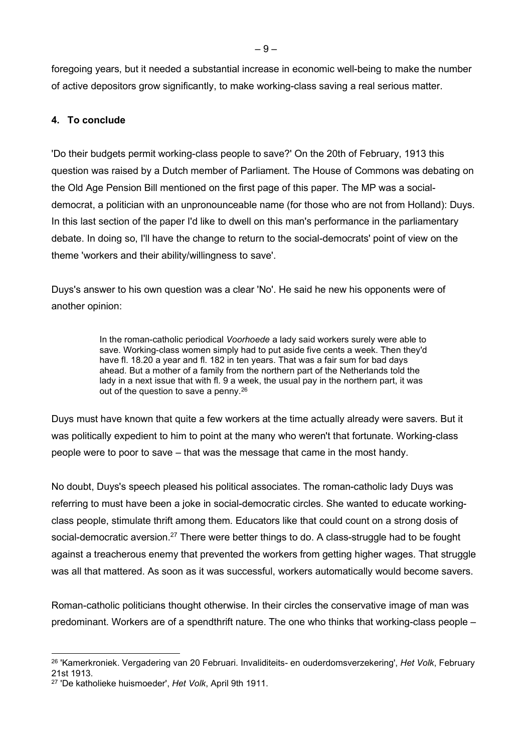foregoing years, but it needed a substantial increase in economic well-being to make the number of active depositors grow significantly, to make working-class saving a real serious matter.

## 4. To conclude

'Do their budgets permit working-class people to save?' On the 20th of February, 1913 this question was raised by a Dutch member of Parliament. The House of Commons was debating on the Old Age Pension Bill mentioned on the first page of this paper. The MP was a social-democrat, a politician with an unpronounceable name (for those who are not from Holland): Duys. In this last section of the paper I'd like to dwell on this man's performance in the parliamentary debate. In doing so, I'll have the change to return to the social-democrats' point of view on the theme 'workers and their ability/willingness to save'.

Duys's answer to his own question was a clear 'No'. He said he new his opponents were of another opinion:

> In the roman-catholic periodical *Voorhoede* a lady said workers surely were able to save. Working-class women simply had to put aside five cents a week. Then they'd have fl. 18.20 a year and fl. 182 in ten years. That was a fair sum for bad days ahead. But a mother of a family from the northern part of the Netherlands told the lady in a next issue that with fl. 9 a week, the usual pay in the northern part, it was out of the question to save a penny.[26]

Duys must have known that quite a few workers at the time actually already were savers. But it was politically expedient to him to point at the many who weren't that fortunate. Working-class people were to poor to save – that was the message that came in the most handy.

No doubt, Duys's speech pleased his political associates. The roman-catholic lady Duys was referring to must have been a joke in social-democratic circles. She wanted to educate working-class people, stimulate thrift among them. Educators like that could count on a strong dosis of social-democratic aversion.[27] There were better things to do. A class-struggle had to be fought against a treacherous enemy that prevented the workers from getting higher wages. That struggle was all that mattered. As soon as it was successful, workers automatically would become savers.

Roman-catholic politicians thought otherwise. In their circles the conservative image of man was predominant. Workers are of a spendthrift nature. The one who thinks that working-class people –

---

[26] 'Kamerkroniek. Vergadering van 20 Februari. Invaliditeits- en ouderdomsverzekering', *Het Volk*, February 21st 1913.

[27] 'De katholieke huismoeder', *Het Volk*, April 9th 1911.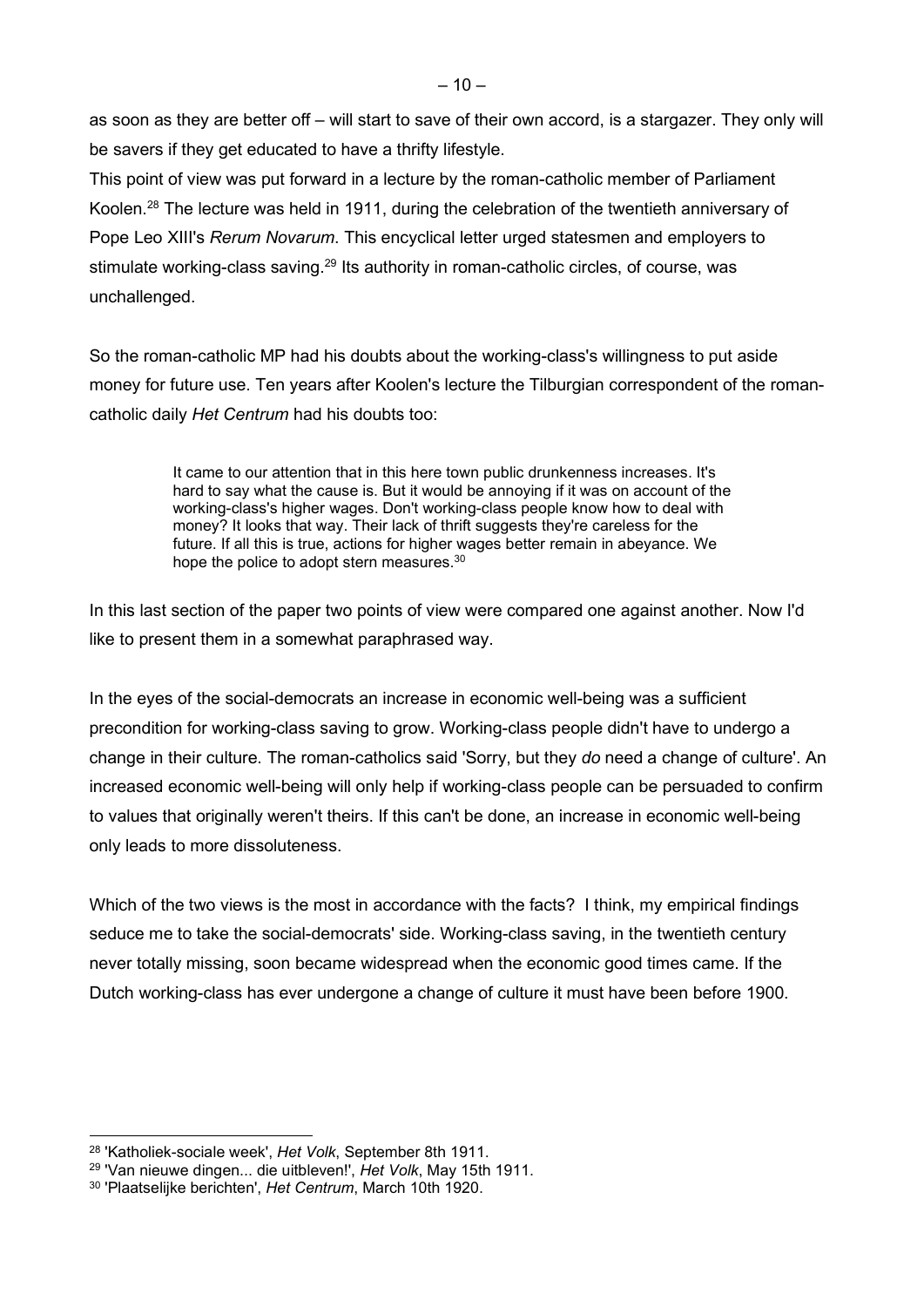as soon as they are better off – will start to save of their own accord, is a stargazer. They only will be savers if they get educated to have a thrifty lifestyle.
This point of view was put forward in a lecture by the roman-catholic member of Parliament Koolen.[28] The lecture was held in 1911, during the celebration of the twentieth anniversary of Pope Leo XIII's *Rerum Novarum*. This encyclical letter urged statesmen and employers to stimulate working-class saving.[29] Its authority in roman-catholic circles, of course, was unchallenged.

So the roman-catholic MP had his doubts about the working-class's willingness to put aside money for future use. Ten years after Koolen's lecture the Tilburgian correspondent of the roman-catholic daily *Het Centrum* had his doubts too:

> It came to our attention that in this here town public drunkenness increases. It's hard to say what the cause is. But it would be annoying if it was on account of the working-class's higher wages. Don't working-class people know how to deal with money? It looks that way. Their lack of thrift suggests they're careless for the future. If all this is true, actions for higher wages better remain in abeyance. We hope the police to adopt stern measures.[30]

In this last section of the paper two points of view were compared one against another. Now I'd like to present them in a somewhat paraphrased way.

In the eyes of the social-democrats an increase in economic well-being was a sufficient precondition for working-class saving to grow. Working-class people didn't have to undergo a change in their culture. The roman-catholics said 'Sorry, but they *do* need a change of culture'. An increased economic well-being will only help if working-class people can be persuaded to confirm to values that originally weren't theirs. If this can't be done, an increase in economic well-being only leads to more dissoluteness.

Which of the two views is the most in accordance with the facts? I think, my empirical findings seduce me to take the social-democrats' side. Working-class saving, in the twentieth century never totally missing, soon became widespread when the economic good times came. If the Dutch working-class has ever undergone a change of culture it must have been before 1900.

---

[28] 'Katholiek-sociale week', *Het Volk*, September 8th 1911.
[29] 'Van nieuwe dingen... die uitbleven!', *Het Volk*, May 15th 1911.
[30] 'Plaatselijke berichten', *Het Centrum*, March 10th 1920.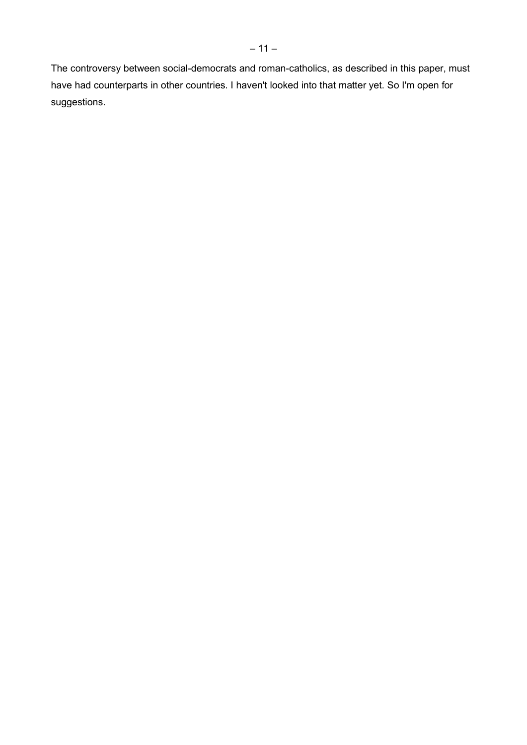The controversy between social-democrats and roman-catholics, as described in this paper, must have had counterparts in other countries. I haven't looked into that matter yet. So I'm open for suggestions.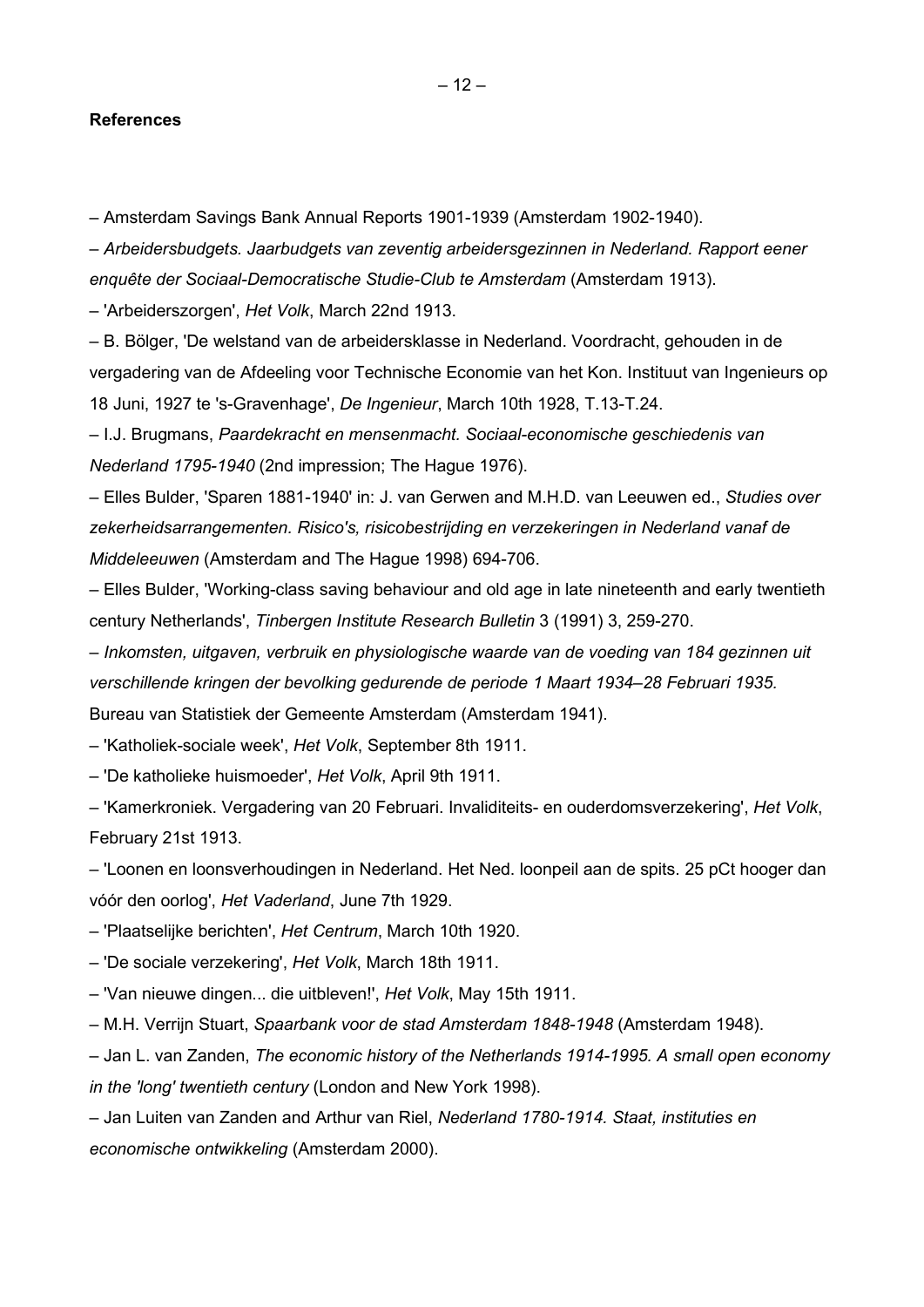**References**

– Amsterdam Savings Bank Annual Reports 1901-1939 (Amsterdam 1902-1940).

– *Arbeidersbudgets. Jaarbudgets van zeventig arbeidersgezinnen in Nederland. Rapport eener enquête der Sociaal-Democratische Studie-Club te Amsterdam* (Amsterdam 1913).

– 'Arbeiderszorgen', *Het Volk*, March 22nd 1913.

– B. Bölger, 'De welstand van de arbeidersklasse in Nederland. Voordracht, gehouden in de vergadering van de Afdeeling voor Technische Economie van het Kon. Instituut van Ingenieurs op 18 Juni, 1927 te 's-Gravenhage', *De Ingenieur*, March 10th 1928, T.13-T.24.

– I.J. Brugmans, *Paardekracht en mensenmacht. Sociaal-economische geschiedenis van Nederland 1795-1940* (2nd impression; The Hague 1976).

– Elles Bulder, 'Sparen 1881-1940' in: J. van Gerwen and M.H.D. van Leeuwen ed., *Studies over zekerheidsarrangementen. Risico's, risicobestrijding en verzekeringen in Nederland vanaf de Middeleeuwen* (Amsterdam and The Hague 1998) 694-706.

– Elles Bulder, 'Working-class saving behaviour and old age in late nineteenth and early twentieth century Netherlands', *Tinbergen Institute Research Bulletin* 3 (1991) 3, 259-270.

– *Inkomsten, uitgaven, verbruik en physiologische waarde van de voeding van 184 gezinnen uit verschillende kringen der bevolking gedurende de periode 1 Maart 1934–28 Februari 1935.* Bureau van Statistiek der Gemeente Amsterdam (Amsterdam 1941).

– 'Katholiek-sociale week', *Het Volk*, September 8th 1911.

– 'De katholieke huismoeder', *Het Volk*, April 9th 1911.

– 'Kamerkroniek. Vergadering van 20 Februari. Invaliditeits- en ouderdomsverzekering', *Het Volk*, February 21st 1913.

– 'Loonen en loonsverhoudingen in Nederland. Het Ned. loonpeil aan de spits. 25 pCt hooger dan vóór den oorlog', *Het Vaderland*, June 7th 1929.

– 'Plaatselijke berichten', *Het Centrum*, March 10th 1920.

– 'De sociale verzekering', *Het Volk*, March 18th 1911.

– 'Van nieuwe dingen... die uitbleven!', *Het Volk*, May 15th 1911.

– M.H. Verrijn Stuart, *Spaarbank voor de stad Amsterdam 1848-1948* (Amsterdam 1948).

– Jan L. van Zanden, *The economic history of the Netherlands 1914-1995. A small open economy in the 'long' twentieth century* (London and New York 1998).

– Jan Luiten van Zanden and Arthur van Riel, *Nederland 1780-1914. Staat, instituties en economische ontwikkeling* (Amsterdam 2000).